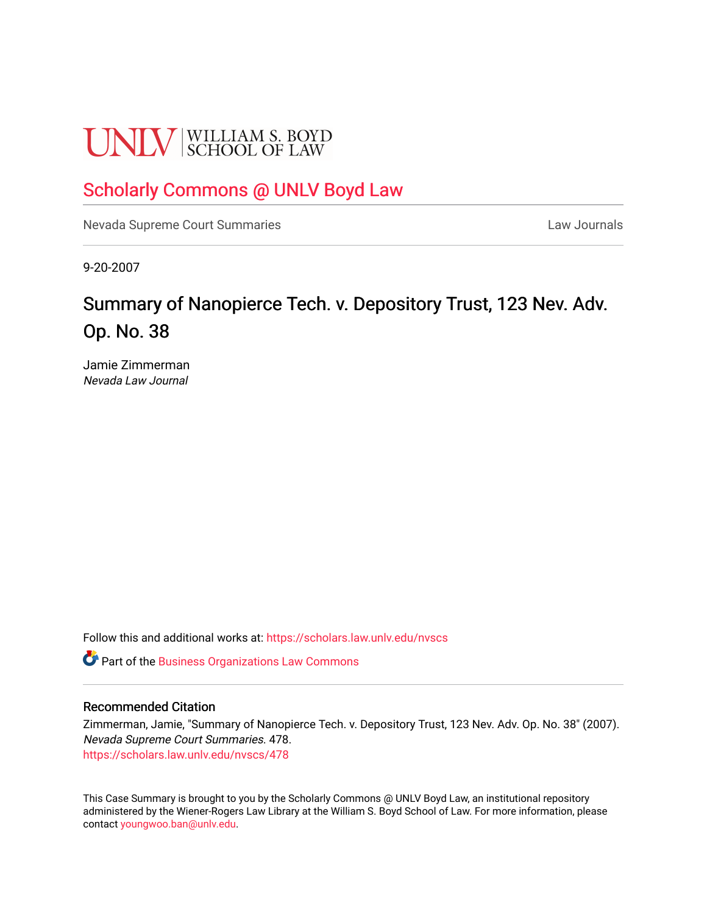UNLV | WILLIAM S. BOYD SCHOOL OF LAW

## Scholarly Commons @ UNLV Boyd Law

Nevada Supreme Court Summaries | Law Journals

9-20-2007

# Summary of Nanopierce Tech. v. Depository Trust, 123 Nev. Adv. Op. No. 38

Jamie Zimmerman

*Nevada Law Journal*

Follow this and additional works at: https://scholars.law.unlv.edu/nvscs

Part of the Business Organizations Law Commons

### Recommended Citation

Zimmerman, Jamie, "Summary of Nanopierce Tech. v. Depository Trust, 123 Nev. Adv. Op. No. 38" (2007). *Nevada Supreme Court Summaries*. 478.
https://scholars.law.unlv.edu/nvscs/478

This Case Summary is brought to you by the Scholarly Commons @ UNLV Boyd Law, an institutional repository administered by the Wiener-Rogers Law Library at the William S. Boyd School of Law. For more information, please contact youngwoo.ban@unlv.edu.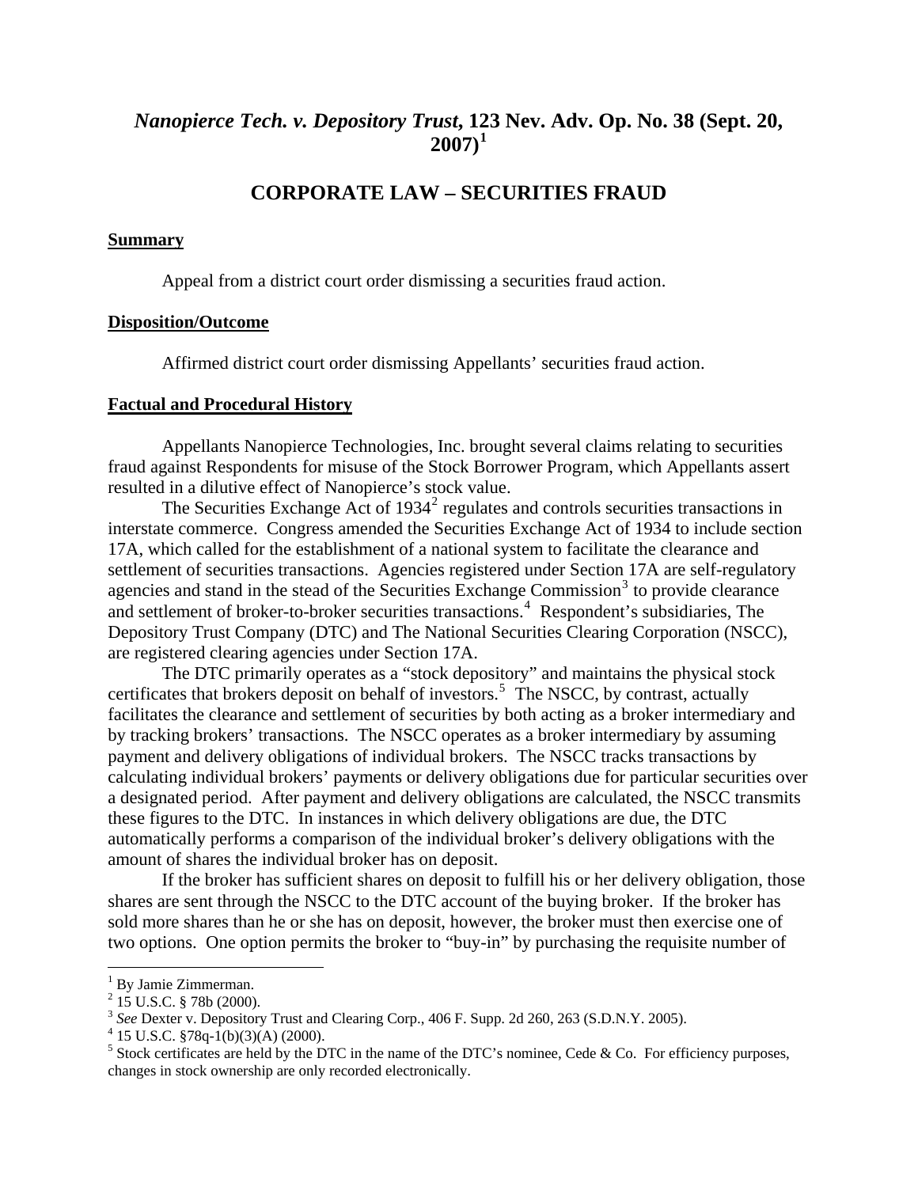## *Nanopierce Tech. v. Depository Trust*, 123 Nev. Adv. Op. No. 38 (Sept. 20, 2007)[1]

## CORPORATE LAW – SECURITIES FRAUD

### Summary

Appeal from a district court order dismissing a securities fraud action.

### Disposition/Outcome

Affirmed district court order dismissing Appellants' securities fraud action.

### Factual and Procedural History

Appellants Nanopierce Technologies, Inc. brought several claims relating to securities fraud against Respondents for misuse of the Stock Borrower Program, which Appellants assert resulted in a dilutive effect of Nanopierce's stock value.

The Securities Exchange Act of 1934[2] regulates and controls securities transactions in interstate commerce. Congress amended the Securities Exchange Act of 1934 to include section 17A, which called for the establishment of a national system to facilitate the clearance and settlement of securities transactions. Agencies registered under Section 17A are self-regulatory agencies and stand in the stead of the Securities Exchange Commission[3] to provide clearance and settlement of broker-to-broker securities transactions.[4] Respondent's subsidiaries, The Depository Trust Company (DTC) and The National Securities Clearing Corporation (NSCC), are registered clearing agencies under Section 17A.

The DTC primarily operates as a "stock depository" and maintains the physical stock certificates that brokers deposit on behalf of investors.[5] The NSCC, by contrast, actually facilitates the clearance and settlement of securities by both acting as a broker intermediary and by tracking brokers' transactions. The NSCC operates as a broker intermediary by assuming payment and delivery obligations of individual brokers. The NSCC tracks transactions by calculating individual brokers' payments or delivery obligations due for particular securities over a designated period. After payment and delivery obligations are calculated, the NSCC transmits these figures to the DTC. In instances in which delivery obligations are due, the DTC automatically performs a comparison of the individual broker's delivery obligations with the amount of shares the individual broker has on deposit.

If the broker has sufficient shares on deposit to fulfill his or her delivery obligation, those shares are sent through the NSCC to the DTC account of the buying broker. If the broker has sold more shares than he or she has on deposit, however, the broker must then exercise one of two options. One option permits the broker to "buy-in" by purchasing the requisite number of

---

[1] By Jamie Zimmerman.

[2] 15 U.S.C. § 78b (2000).

[3] *See* Dexter v. Depository Trust and Clearing Corp., 406 F. Supp. 2d 260, 263 (S.D.N.Y. 2005).

[4] 15 U.S.C. §78q-1(b)(3)(A) (2000).

[5] Stock certificates are held by the DTC in the name of the DTC's nominee, Cede & Co. For efficiency purposes, changes in stock ownership are only recorded electronically.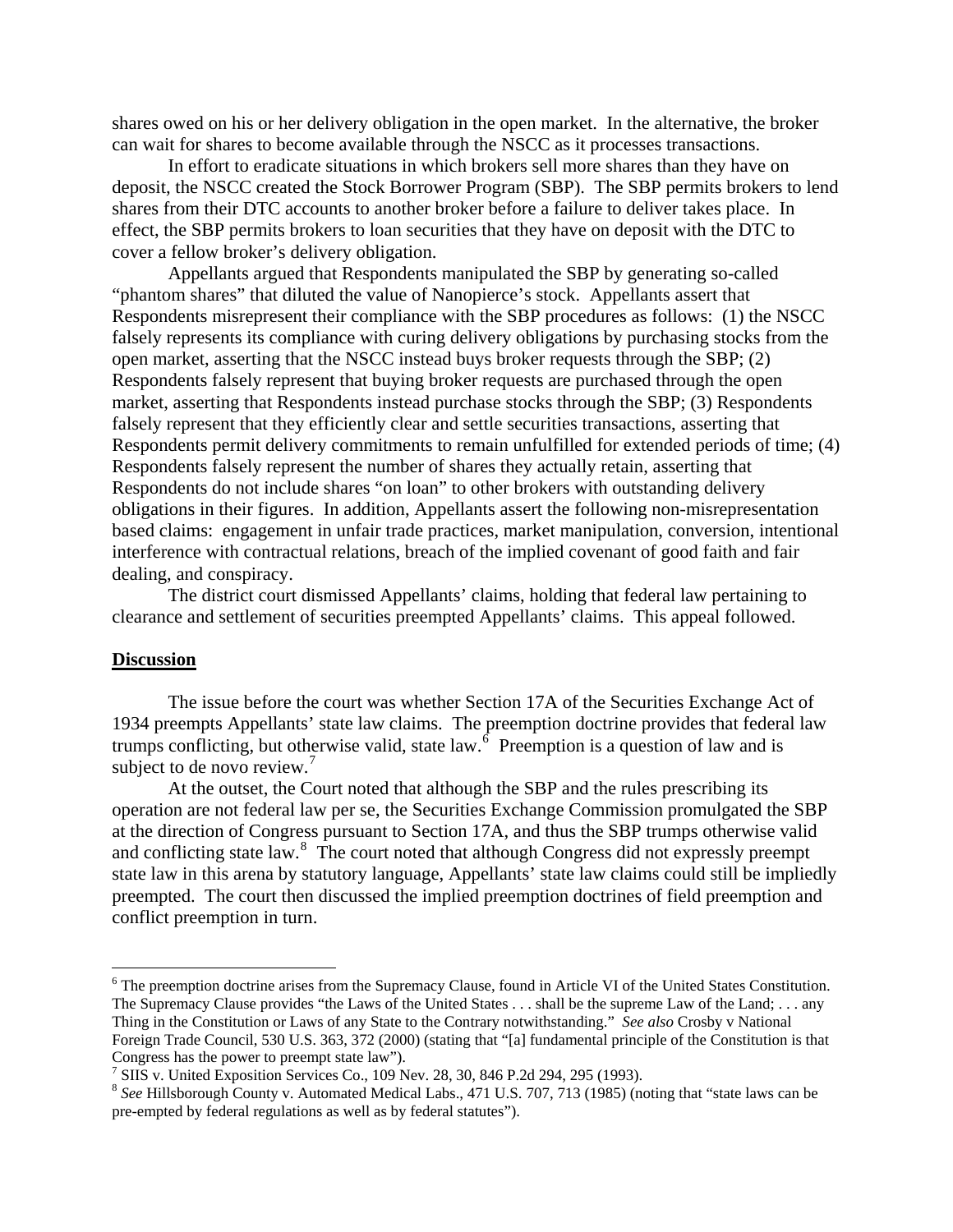shares owed on his or her delivery obligation in the open market. In the alternative, the broker can wait for shares to become available through the NSCC as it processes transactions.

In effort to eradicate situations in which brokers sell more shares than they have on deposit, the NSCC created the Stock Borrower Program (SBP). The SBP permits brokers to lend shares from their DTC accounts to another broker before a failure to deliver takes place. In effect, the SBP permits brokers to loan securities that they have on deposit with the DTC to cover a fellow broker's delivery obligation.

Appellants argued that Respondents manipulated the SBP by generating so-called "phantom shares" that diluted the value of Nanopierce's stock. Appellants assert that Respondents misrepresent their compliance with the SBP procedures as follows: (1) the NSCC falsely represents its compliance with curing delivery obligations by purchasing stocks from the open market, asserting that the NSCC instead buys broker requests through the SBP; (2) Respondents falsely represent that buying broker requests are purchased through the open market, asserting that Respondents instead purchase stocks through the SBP; (3) Respondents falsely represent that they efficiently clear and settle securities transactions, asserting that Respondents permit delivery commitments to remain unfulfilled for extended periods of time; (4) Respondents falsely represent the number of shares they actually retain, asserting that Respondents do not include shares "on loan" to other brokers with outstanding delivery obligations in their figures. In addition, Appellants assert the following non-misrepresentation based claims: engagement in unfair trade practices, market manipulation, conversion, intentional interference with contractual relations, breach of the implied covenant of good faith and fair dealing, and conspiracy.

The district court dismissed Appellants' claims, holding that federal law pertaining to clearance and settlement of securities preempted Appellants' claims. This appeal followed.

## Discussion

The issue before the court was whether Section 17A of the Securities Exchange Act of 1934 preempts Appellants' state law claims. The preemption doctrine provides that federal law trumps conflicting, but otherwise valid, state law.[6] Preemption is a question of law and is subject to de novo review.[7]

At the outset, the Court noted that although the SBP and the rules prescribing its operation are not federal law per se, the Securities Exchange Commission promulgated the SBP at the direction of Congress pursuant to Section 17A, and thus the SBP trumps otherwise valid and conflicting state law.[8] The court noted that although Congress did not expressly preempt state law in this arena by statutory language, Appellants' state law claims could still be impliedly preempted. The court then discussed the implied preemption doctrines of field preemption and conflict preemption in turn.

---

[6] The preemption doctrine arises from the Supremacy Clause, found in Article VI of the United States Constitution. The Supremacy Clause provides "the Laws of the United States . . . shall be the supreme Law of the Land; . . . any Thing in the Constitution or Laws of any State to the Contrary notwithstanding." *See also* Crosby v National Foreign Trade Council, 530 U.S. 363, 372 (2000) (stating that "[a] fundamental principle of the Constitution is that Congress has the power to preempt state law").

[7] SIIS v. United Exposition Services Co., 109 Nev. 28, 30, 846 P.2d 294, 295 (1993).

[8] *See* Hillsborough County v. Automated Medical Labs., 471 U.S. 707, 713 (1985) (noting that "state laws can be pre-empted by federal regulations as well as by federal statutes").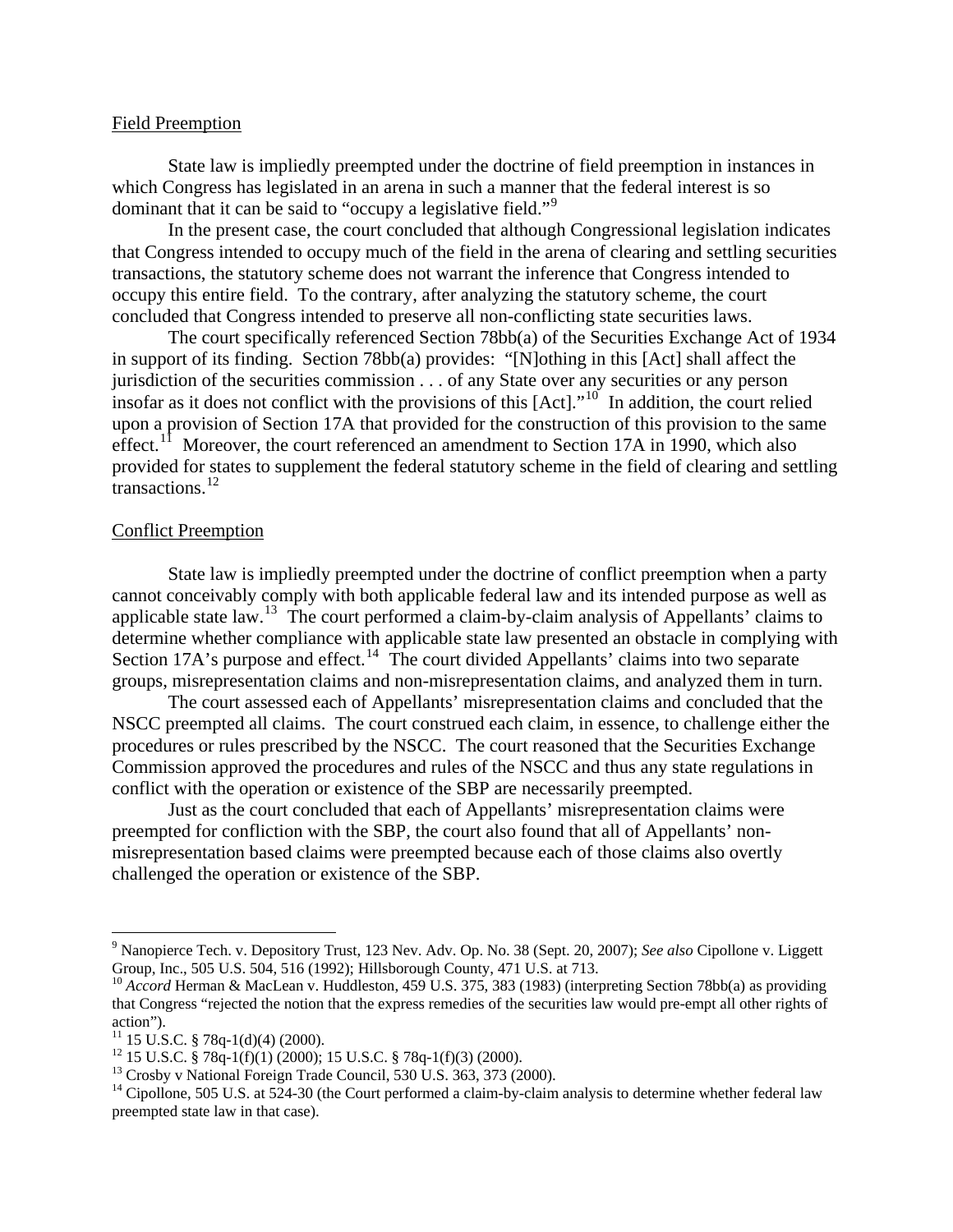Field Preemption

State law is impliedly preempted under the doctrine of field preemption in instances in which Congress has legislated in an arena in such a manner that the federal interest is so dominant that it can be said to "occupy a legislative field."[9]

In the present case, the court concluded that although Congressional legislation indicates that Congress intended to occupy much of the field in the arena of clearing and settling securities transactions, the statutory scheme does not warrant the inference that Congress intended to occupy this entire field. To the contrary, after analyzing the statutory scheme, the court concluded that Congress intended to preserve all non-conflicting state securities laws.

The court specifically referenced Section 78bb(a) of the Securities Exchange Act of 1934 in support of its finding. Section 78bb(a) provides: "[N]othing in this [Act] shall affect the jurisdiction of the securities commission . . . of any State over any securities or any person insofar as it does not conflict with the provisions of this [Act]."[10] In addition, the court relied upon a provision of Section 17A that provided for the construction of this provision to the same effect.[11] Moreover, the court referenced an amendment to Section 17A in 1990, which also provided for states to supplement the federal statutory scheme in the field of clearing and settling transactions.[12]

Conflict Preemption

State law is impliedly preempted under the doctrine of conflict preemption when a party cannot conceivably comply with both applicable federal law and its intended purpose as well as applicable state law.[13] The court performed a claim-by-claim analysis of Appellants' claims to determine whether compliance with applicable state law presented an obstacle in complying with Section 17A's purpose and effect.[14] The court divided Appellants' claims into two separate groups, misrepresentation claims and non-misrepresentation claims, and analyzed them in turn.

The court assessed each of Appellants' misrepresentation claims and concluded that the NSCC preempted all claims. The court construed each claim, in essence, to challenge either the procedures or rules prescribed by the NSCC. The court reasoned that the Securities Exchange Commission approved the procedures and rules of the NSCC and thus any state regulations in conflict with the operation or existence of the SBP are necessarily preempted.

Just as the court concluded that each of Appellants' misrepresentation claims were preempted for confliction with the SBP, the court also found that all of Appellants' non-misrepresentation based claims were preempted because each of those claims also overtly challenged the operation or existence of the SBP.

---

[9] Nanopierce Tech. v. Depository Trust, 123 Nev. Adv. Op. No. 38 (Sept. 20, 2007); *See also* Cipollone v. Liggett Group, Inc., 505 U.S. 504, 516 (1992); Hillsborough County, 471 U.S. at 713.

[10] *Accord* Herman & MacLean v. Huddleston, 459 U.S. 375, 383 (1983) (interpreting Section 78bb(a) as providing that Congress "rejected the notion that the express remedies of the securities law would pre-empt all other rights of action").

[11] 15 U.S.C. § 78q-1(d)(4) (2000).

[12] 15 U.S.C. § 78q-1(f)(1) (2000); 15 U.S.C. § 78q-1(f)(3) (2000).

[13] Crosby v National Foreign Trade Council, 530 U.S. 363, 373 (2000).

[14] Cipollone, 505 U.S. at 524-30 (the Court performed a claim-by-claim analysis to determine whether federal law preempted state law in that case).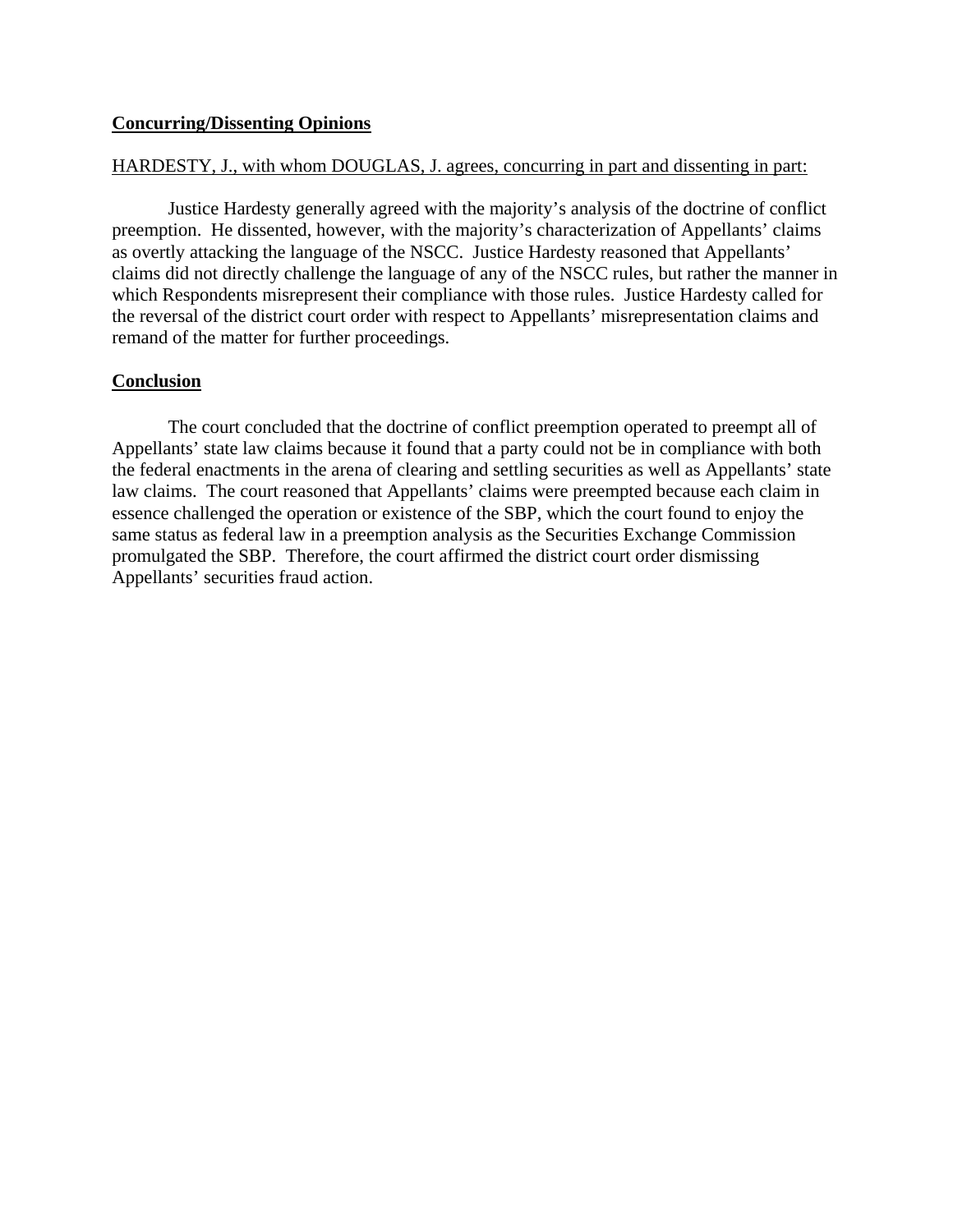**Concurring/Dissenting Opinions**

HARDESTY, J., with whom DOUGLAS, J. agrees, concurring in part and dissenting in part:

Justice Hardesty generally agreed with the majority's analysis of the doctrine of conflict preemption. He dissented, however, with the majority's characterization of Appellants' claims as overtly attacking the language of the NSCC. Justice Hardesty reasoned that Appellants' claims did not directly challenge the language of any of the NSCC rules, but rather the manner in which Respondents misrepresent their compliance with those rules. Justice Hardesty called for the reversal of the district court order with respect to Appellants' misrepresentation claims and remand of the matter for further proceedings.

**Conclusion**

The court concluded that the doctrine of conflict preemption operated to preempt all of Appellants' state law claims because it found that a party could not be in compliance with both the federal enactments in the arena of clearing and settling securities as well as Appellants' state law claims. The court reasoned that Appellants' claims were preempted because each claim in essence challenged the operation or existence of the SBP, which the court found to enjoy the same status as federal law in a preemption analysis as the Securities Exchange Commission promulgated the SBP. Therefore, the court affirmed the district court order dismissing Appellants' securities fraud action.